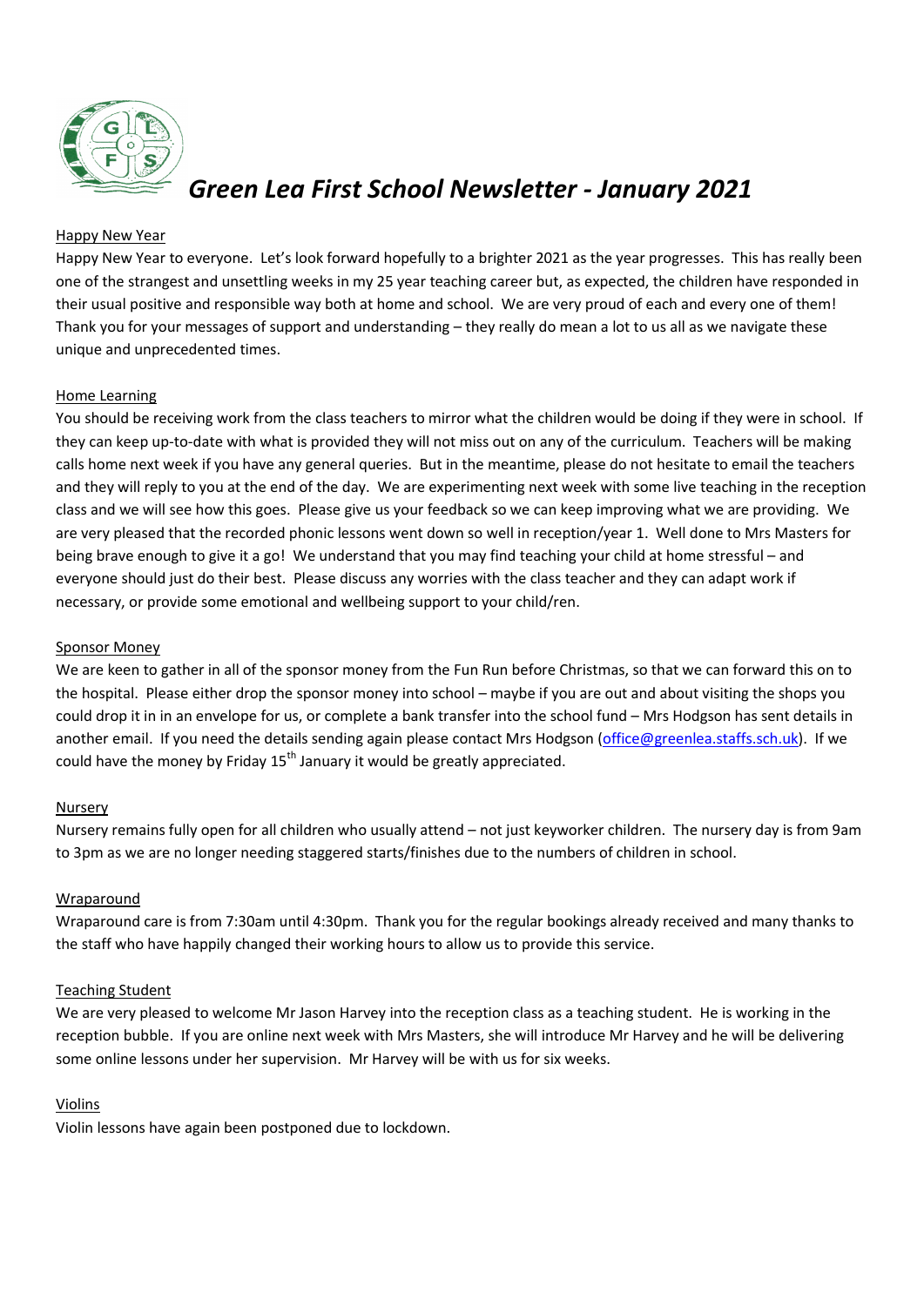# *Green Lea First School Newsletter - January 2021*

## Happy New Year

Happy New Year to everyone. Let's look forward hopefully to a brighter 2021 as the year progresses. This has really been one of the strangest and unsettling weeks in my 25 year teaching career but, as expected, the children have responded in their usual positive and responsible way both at home and school. We are very proud of each and every one of them! Thank you for your messages of support and understanding – they really do mean a lot to us all as we navigate these unique and unprecedented times.

## Home Learning

You should be receiving work from the class teachers to mirror what the children would be doing if they were in school. If they can keep up-to-date with what is provided they will not miss out on any of the curriculum. Teachers will be making calls home next week if you have any general queries. But in the meantime, please do not hesitate to email the teachers and they will reply to you at the end of the day. We are experimenting next week with some live teaching in the reception class and we will see how this goes. Please give us your feedback so we can keep improving what we are providing. We are very pleased that the recorded phonic lessons went down so well in reception/year 1. Well done to Mrs Masters for being brave enough to give it a go! We understand that you may find teaching your child at home stressful – and everyone should just do their best. Please discuss any worries with the class teacher and they can adapt work if necessary, or provide some emotional and wellbeing support to your child/ren.

## Sponsor Money

We are keen to gather in all of the sponsor money from the Fun Run before Christmas, so that we can forward this on to the hospital. Please either drop the sponsor money into school – maybe if you are out and about visiting the shops you could drop it in in an envelope for us, or complete a bank transfer into the school fund – Mrs Hodgson has sent details in another email. If you need the details sending again please contact Mrs Hodgson (office@greenlea.staffs.sch.uk). If we could have the money by Friday 15th January it would be greatly appreciated.

## Nursery

Nursery remains fully open for all children who usually attend – not just keyworker children. The nursery day is from 9am to 3pm as we are no longer needing staggered starts/finishes due to the numbers of children in school.

## Wraparound

Wraparound care is from 7:30am until 4:30pm. Thank you for the regular bookings already received and many thanks to the staff who have happily changed their working hours to allow us to provide this service.

## Teaching Student

We are very pleased to welcome Mr Jason Harvey into the reception class as a teaching student. He is working in the reception bubble. If you are online next week with Mrs Masters, she will introduce Mr Harvey and he will be delivering some online lessons under her supervision. Mr Harvey will be with us for six weeks.

## Violins

Violin lessons have again been postponed due to lockdown.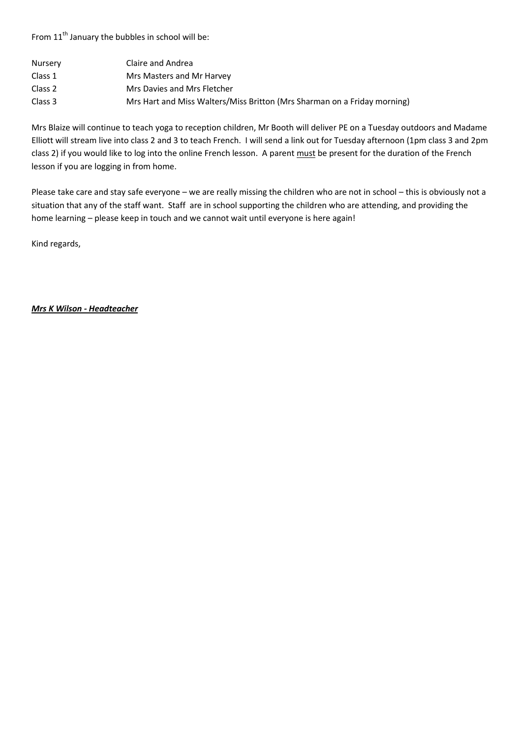From 11th January the bubbles in school will be:

| | |
|---|---|
| Nursery | Claire and Andrea |
| Class 1 | Mrs Masters and Mr Harvey |
| Class 2 | Mrs Davies and Mrs Fletcher |
| Class 3 | Mrs Hart and Miss Walters/Miss Britton (Mrs Sharman on a Friday morning) |

Mrs Blaize will continue to teach yoga to reception children, Mr Booth will deliver PE on a Tuesday outdoors and Madame Elliott will stream live into class 2 and 3 to teach French. I will send a link out for Tuesday afternoon (1pm class 3 and 2pm class 2) if you would like to log into the online French lesson. A parent must be present for the duration of the French lesson if you are logging in from home.

Please take care and stay safe everyone – we are really missing the children who are not in school – this is obviously not a situation that any of the staff want. Staff are in school supporting the children who are attending, and providing the home learning – please keep in touch and we cannot wait until everyone is here again!

Kind regards,

***Mrs K Wilson - Headteacher***